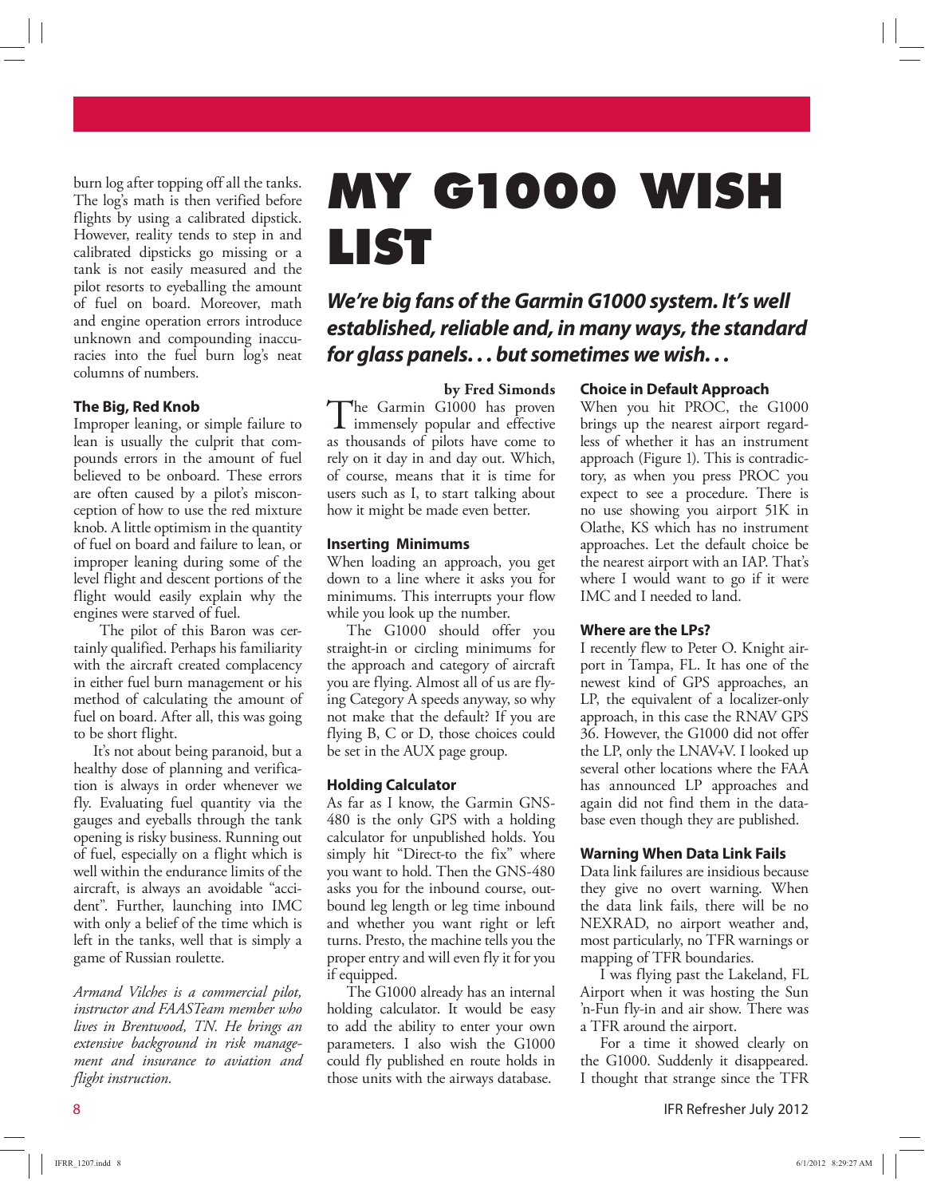burn log after topping off all the tanks. The log's math is then verified before flights by using a calibrated dipstick. However, reality tends to step in and calibrated dipsticks go missing or a tank is not easily measured and the pilot resorts to eyeballing the amount of fuel on board. Moreover, math and engine operation errors introduce unknown and compounding inaccuracies into the fuel burn log's neat columns of numbers.

### The Big, Red Knob

Improper leaning, or simple failure to lean is usually the culprit that compounds errors in the amount of fuel believed to be onboard. These errors are often caused by a pilot's misconception of how to use the red mixture knob. A little optimism in the quantity of fuel on board and failure to lean, or improper leaning during some of the level flight and descent portions of the flight would easily explain why the engines were starved of fuel.

The pilot of this Baron was certainly qualified. Perhaps his familiarity with the aircraft created complacency in either fuel burn management or his method of calculating the amount of fuel on board. After all, this was going to be short flight.

It's not about being paranoid, but a healthy dose of planning and verification is always in order whenever we fly. Evaluating fuel quantity via the gauges and eyeballs through the tank opening is risky business. Running out of fuel, especially on a flight which is well within the endurance limits of the aircraft, is always an avoidable "accident". Further, launching into IMC with only a belief of the time which is left in the tanks, well that is simply a game of Russian roulette.

*Armand Vilches is a commercial pilot, instructor and FAASTeam member who lives in Brentwood, TN. He brings an extensive background in risk management and insurance to aviation and flight instruction.*

# MY G1000 WISH LIST

***We're big fans of the Garmin G1000 system. It's well established, reliable and, in many ways, the standard for glass panels. . . but sometimes we wish. . .***

**by Fred Simonds**

The Garmin G1000 has proven immensely popular and effective as thousands of pilots have come to rely on it day in and day out. Which, of course, means that it is time for users such as I, to start talking about how it might be made even better.

### Inserting Minimums

When loading an approach, you get down to a line where it asks you for minimums. This interrupts your flow while you look up the number.

The G1000 should offer you straight-in or circling minimums for the approach and category of aircraft you are flying. Almost all of us are flying Category A speeds anyway, so why not make that the default? If you are flying B, C or D, those choices could be set in the AUX page group.

### Holding Calculator

As far as I know, the Garmin GNS-480 is the only GPS with a holding calculator for unpublished holds. You simply hit "Direct-to the fix" where you want to hold. Then the GNS-480 asks you for the inbound course, outbound leg length or leg time inbound and whether you want right or left turns. Presto, the machine tells you the proper entry and will even fly it for you if equipped.

The G1000 already has an internal holding calculator. It would be easy to add the ability to enter your own parameters. I also wish the G1000 could fly published en route holds in those units with the airways database.

### Choice in Default Approach

When you hit PROC, the G1000 brings up the nearest airport regardless of whether it has an instrument approach (Figure 1). This is contradictory, as when you press PROC you expect to see a procedure. There is no use showing you airport 51K in Olathe, KS which has no instrument approaches. Let the default choice be the nearest airport with an IAP. That's where I would want to go if it were IMC and I needed to land.

### Where are the LPs?

I recently flew to Peter O. Knight airport in Tampa, FL. It has one of the newest kind of GPS approaches, an LP, the equivalent of a localizer-only approach, in this case the RNAV GPS 36. However, the G1000 did not offer the LP, only the LNAV+V. I looked up several other locations where the FAA has announced LP approaches and again did not find them in the database even though they are published.

### Warning When Data Link Fails

Data link failures are insidious because they give no overt warning. When the data link fails, there will be no NEXRAD, no airport weather and, most particularly, no TFR warnings or mapping of TFR boundaries.

I was flying past the Lakeland, FL Airport when it was hosting the Sun 'n-Fun fly-in and air show. There was a TFR around the airport.

For a time it showed clearly on the G1000. Suddenly it disappeared. I thought that strange since the TFR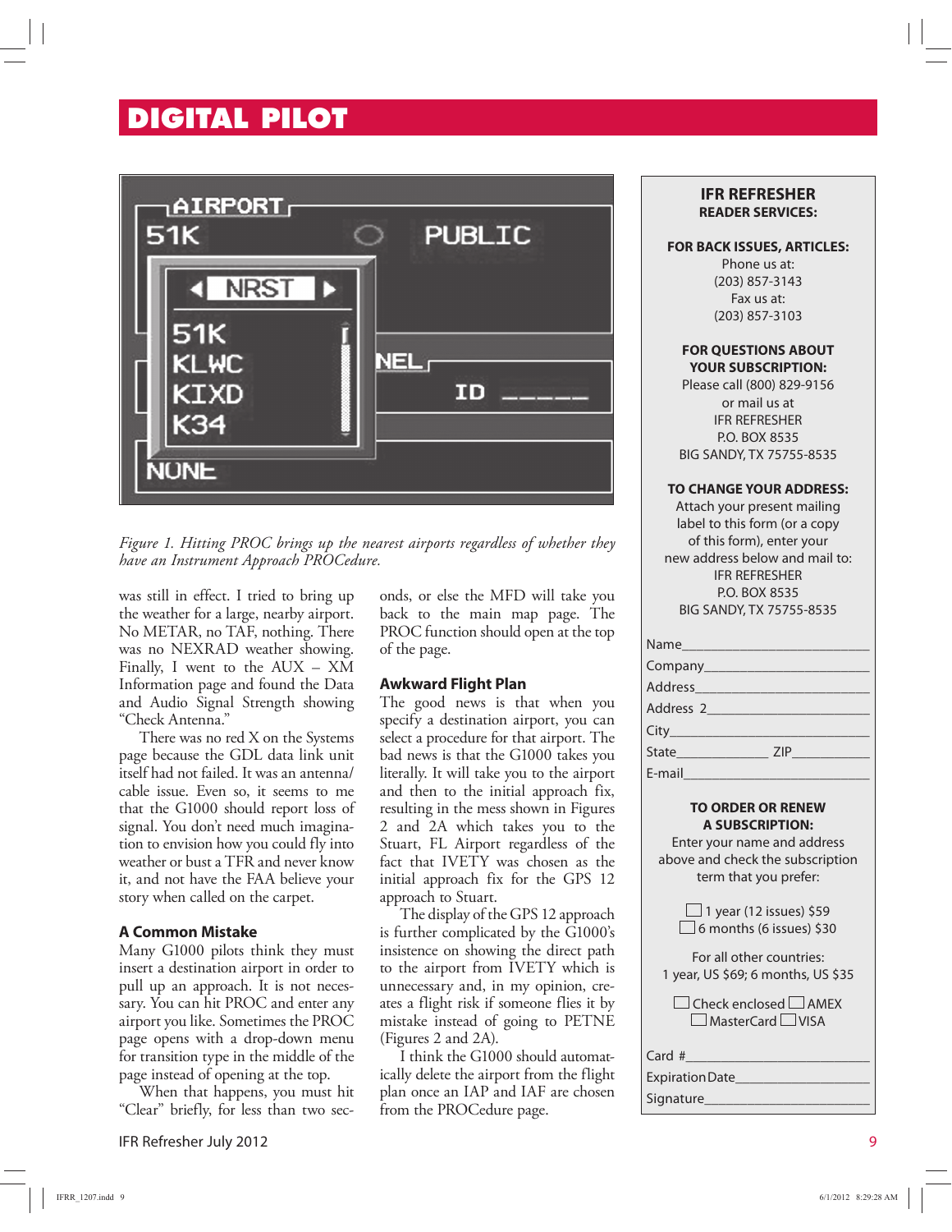# DIGITAL PILOT

Figure 1. Hitting PROC brings up the nearest airports regardless of whether they have an Instrument Approach PROCedure.

was still in effect. I tried to bring up the weather for a large, nearby airport. No METAR, no TAF, nothing. There was no NEXRAD weather showing. Finally, I went to the AUX – XM Information page and found the Data and Audio Signal Strength showing "Check Antenna."

There was no red X on the Systems page because the GDL data link unit itself had not failed. It was an antenna/cable issue. Even so, it seems to me that the G1000 should report loss of signal. You don't need much imagination to envision how you could fly into weather or bust a TFR and never know it, and not have the FAA believe your story when called on the carpet.

### A Common Mistake

Many G1000 pilots think they must insert a destination airport in order to pull up an approach. It is not necessary. You can hit PROC and enter any airport you like. Sometimes the PROC page opens with a drop-down menu for transition type in the middle of the page instead of opening at the top.

When that happens, you must hit "Clear" briefly, for less than two seconds, or else the MFD will take you back to the main map page. The PROC function should open at the top of the page.

### Awkward Flight Plan

The good news is that when you specify a destination airport, you can select a procedure for that airport. The bad news is that the G1000 takes you literally. It will take you to the airport and then to the initial approach fix, resulting in the mess shown in Figures 2 and 2A which takes you to the Stuart, FL Airport regardless of the fact that IVETY was chosen as the initial approach fix for the GPS 12 approach to Stuart.

The display of the GPS 12 approach is further complicated by the G1000's insistence on showing the direct path to the airport from IVETY which is unnecessary and, in my opinion, creates a flight risk if someone flies it by mistake instead of going to PETNE (Figures 2 and 2A).

I think the G1000 should automatically delete the airport from the flight plan once an IAP and IAF are chosen from the PROCedure page.

---

**IFR REFRESHER**
**READER SERVICES:**

**FOR BACK ISSUES, ARTICLES:**
Phone us at:
(203) 857-3143
Fax us at:
(203) 857-3103

**FOR QUESTIONS ABOUT YOUR SUBSCRIPTION:**
Please call (800) 829-9156
or mail us at
IFR REFRESHER
P.O. BOX 8535
BIG SANDY, TX 75755-8535

**TO CHANGE YOUR ADDRESS:**
Attach your present mailing label to this form (or a copy of this form), enter your new address below and mail to:
IFR REFRESHER
P.O. BOX 8535
BIG SANDY, TX 75755-8535

Name\_\_\_\_\_\_\_\_\_\_\_\_\_\_\_\_\_\_\_\_
Company\_\_\_\_\_\_\_\_\_\_\_\_\_\_\_\_\_\_
Address\_\_\_\_\_\_\_\_\_\_\_\_\_\_\_\_\_\_\_
Address 2\_\_\_\_\_\_\_\_\_\_\_\_\_\_\_\_\_
City\_\_\_\_\_\_\_\_\_\_\_\_\_\_\_\_\_\_\_\_\_\_
State\_\_\_\_\_\_\_\_\_\_ ZIP\_\_\_\_\_\_\_\_
E-mail\_\_\_\_\_\_\_\_\_\_\_\_\_\_\_\_\_\_\_\_

**TO ORDER OR RENEW A SUBSCRIPTION:**
Enter your name and address above and check the subscription term that you prefer:

☐ 1 year (12 issues) $59
☐ 6 months (6 issues) $30

For all other countries:
1 year, US $69; 6 months, US $35

☐ Check enclosed ☐ AMEX
☐ MasterCard ☐ VISA

Card #\_\_\_\_\_\_\_\_\_\_\_\_\_\_\_\_\_\_\_\_
Expiration Date\_\_\_\_\_\_\_\_\_\_\_\_\_\_\_
Signature\_\_\_\_\_\_\_\_\_\_\_\_\_\_\_\_\_\_\_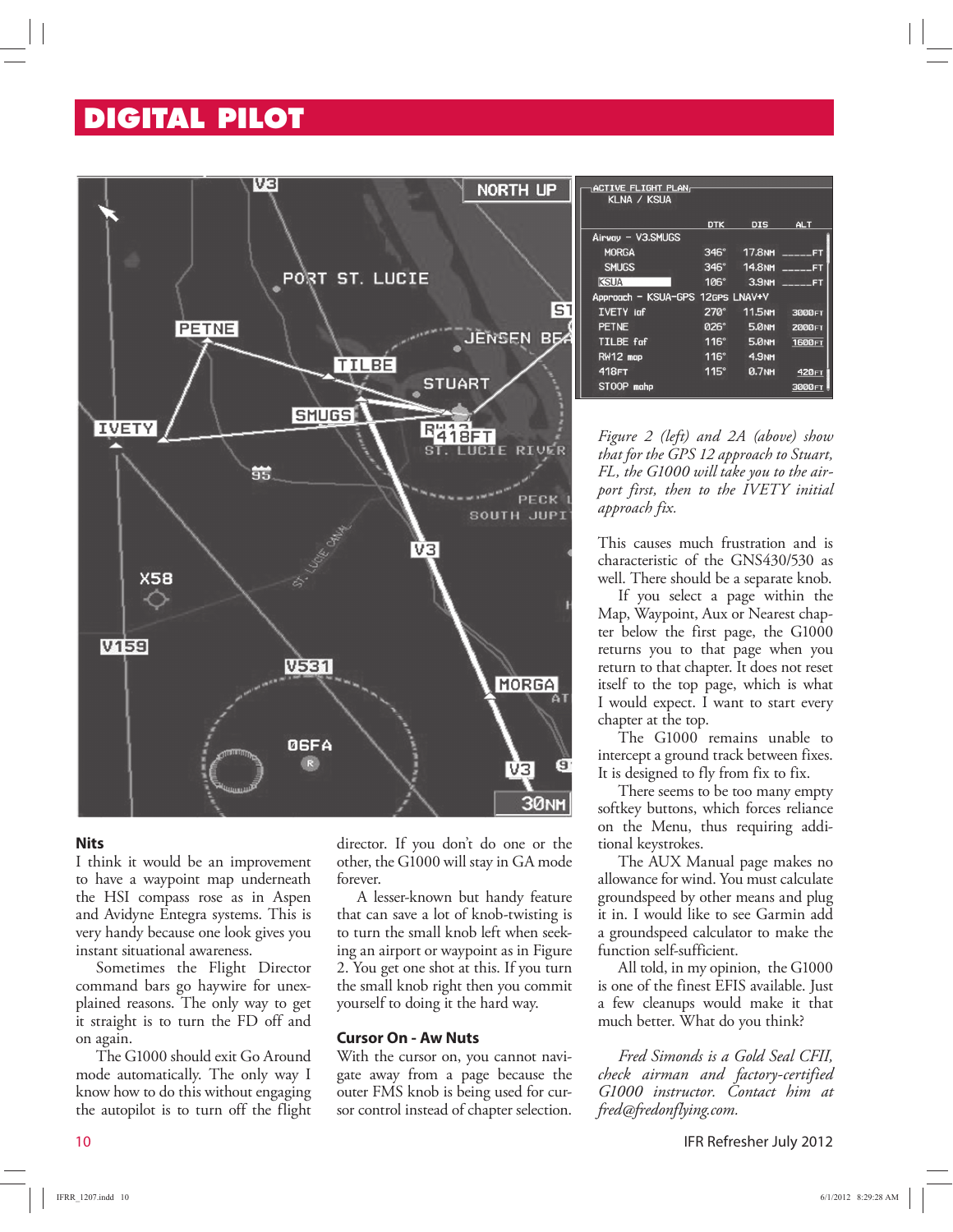# DIGITAL PILOT

V3

NORTH UP

PORT ST. LUCIE

PETNE

TILBE

JENSEN BEA

STUART

SMUGS

IVETY

418FT

ST. LUCIE RIVER

95

PECK

SOUTH JUPI

V3

ST. LUCIE CANAL

X58

V159

V531

MORGA

06FA

V3

30NM

ACTIVE FLIGHT PLAN
KLNA / KSUA

| | DTK | DIS | ALT |
|---|---|---|---|
| Airway – V3.SMUGS | | | |
| MORGA | 346° | 17.8NM | _____FT |
| SMUGS | 346° | 14.8NM | _____FT |
| KSUA | 106° | 3.9NM | _____FT |
| Approach – KSUA-GPS 12GPS LNAV+V | | | |
| IVETY iaf | 270° | 11.5NM | 3000FT |
| PETNE | 026° | 5.0NM | 2000FT |
| TILBE faf | 116° | 5.0NM | 1600FT |
| RW12 map | 116° | 4.9NM | |
| 418FT | 115° | 0.7NM | 420FT |
| STOOP mahp | | | 3000FT |

*Figure 2 (left) and 2A (above) show that for the GPS 12 approach to Stuart, FL, the G1000 will take you to the airport first, then to the IVETY initial approach fix.*

## Nits

I think it would be an improvement to have a waypoint map underneath the HSI compass rose as in Aspen and Avidyne Entegra systems. This is very handy because one look gives you instant situational awareness.

Sometimes the Flight Director command bars go haywire for unexplained reasons. The only way to get it straight is to turn the FD off and on again.

The G1000 should exit Go Around mode automatically. The only way I know how to do this without engaging the autopilot is to turn off the flight director. If you don't do one or the other, the G1000 will stay in GA mode forever.

A lesser-known but handy feature that can save a lot of knob-twisting is to turn the small knob left when seeking an airport or waypoint as in Figure 2. You get one shot at this. If you turn the small knob right then you commit yourself to doing it the hard way.

## Cursor On - Aw Nuts

With the cursor on, you cannot navigate away from a page because the outer FMS knob is being used for cursor control instead of chapter selection. This causes much frustration and is characteristic of the GNS430/530 as well. There should be a separate knob.

If you select a page within the Map, Waypoint, Aux or Nearest chapter below the first page, the G1000 returns you to that page when you return to that chapter. It does not reset itself to the top page, which is what I would expect. I want to start every chapter at the top.

The G1000 remains unable to intercept a ground track between fixes. It is designed to fly from fix to fix.

There seems to be too many empty softkey buttons, which forces reliance on the Menu, thus requiring additional keystrokes.

The AUX Manual page makes no allowance for wind. You must calculate groundspeed by other means and plug it in. I would like to see Garmin add a groundspeed calculator to make the function self-sufficient.

All told, in my opinion, the G1000 is one of the finest EFIS available. Just a few cleanups would make it that much better. What do you think?

*Fred Simonds is a Gold Seal CFII, check airman and factory-certified G1000 instructor. Contact him at fred@fredonflying.com.*